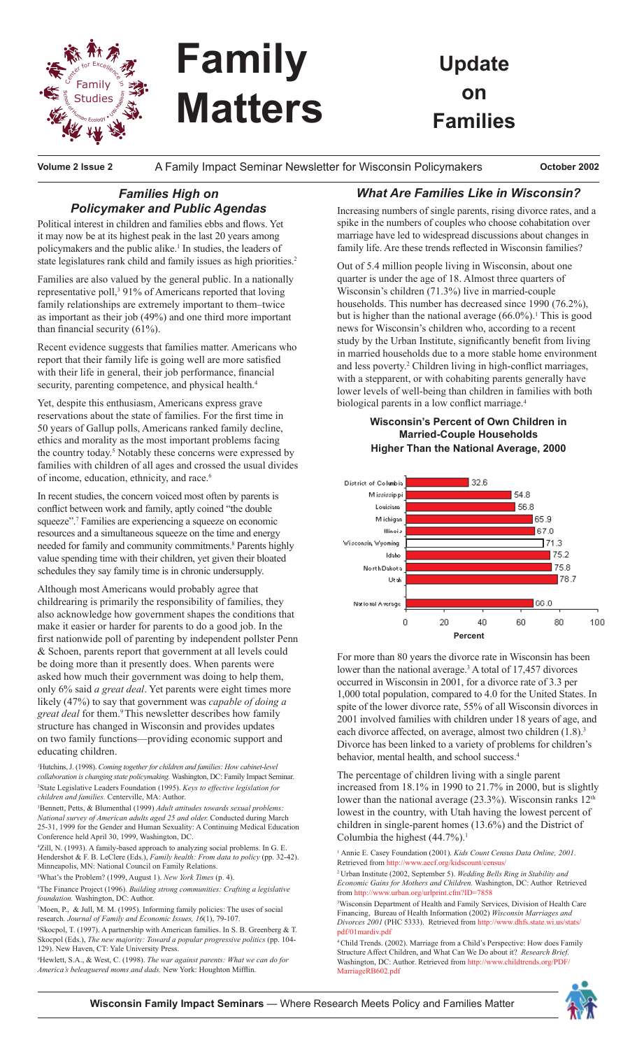# Family Matters

## Update on Families

**Volume 2 Issue 2** — A Family Impact Seminar Newsletter for Wisconsin Policymakers — **October 2002**

## *Families High on Policymaker and Public Agendas*

Political interest in children and families ebbs and flows. Yet it may now be at its highest peak in the last 20 years among policymakers and the public alike.[1] In studies, the leaders of state legislatures rank child and family issues as high priorities.[2]

Families are also valued by the general public. In a nationally representative poll,[3] 91% of Americans reported that loving family relationships are extremely important to them–twice as important as their job (49%) and one third more important than financial security (61%).

Recent evidence suggests that families matter. Americans who report that their family life is going well are more satisfied with their life in general, their job performance, financial security, parenting competence, and physical health.[4]

Yet, despite this enthusiasm, Americans express grave reservations about the state of families. For the first time in 50 years of Gallup polls, Americans ranked family decline, ethics and morality as the most important problems facing the country today.[5] Notably these concerns were expressed by families with children of all ages and crossed the usual divides of income, education, ethnicity, and race.[6]

In recent studies, the concern voiced most often by parents is conflict between work and family, aptly coined "the double squeeze".[7] Families are experiencing a squeeze on economic resources and a simultaneous squeeze on the time and energy needed for family and community commitments.[8] Parents highly value spending time with their children, yet given their bloated schedules they say family time is in chronic undersupply.

Although most Americans would probably agree that childrearing is primarily the responsibility of families, they also acknowledge how government shapes the conditions that make it easier or harder for parents to do a good job. In the first nationwide poll of parenting by independent pollster Penn & Schoen, parents report that government at all levels could be doing more than it presently does. When parents were asked how much their government was doing to help them, only 6% said *a great deal*. Yet parents were eight times more likely (47%) to say that government was *capable of doing a great deal* for them.[9] This newsletter describes how family structure has changed in Wisconsin and provides updates on two family functions—providing economic support and educating children.

[1]Hutchins, J. (1998). *Coming together for children and families: How cabinet-level collaboration is changing state policymaking.* Washington, DC: Family Impact Seminar.
[2]State Legislative Leaders Foundation (1995). *Keys to effective legislation for children and families.* Centerville, MA: Author.
[3]Bennett, Petts, & Blumenthal (1999) *Adult attitudes towards sexual problems: National survey of American adults aged 25 and older.* Conducted during March 25-31, 1999 for the Gender and Human Sexuality: A Continuing Medical Education Conference held April 30, 1999, Washington, DC.
[4]Zill, N. (1993). A family-based approach to analyzing social problems. In G. E. Hendershot & F. B. LeClere (Eds.), *Family health: From data to policy* (pp. 32-42). Minneapolis, MN: National Council on Family Relations.
[5]What's the Problem? (1999, August 1). *New York Times* (p. 4).
[6]The Finance Project (1996). *Building strong communities: Crafting a legislative foundation.* Washington, DC: Author.
[7]Moen, P., & Jull, M. M. (1995). Informing family policies: The uses of social research. *Journal of Family and Economic Issues, 16*(1), 79-107.
[8]Skocpol, T. (1997). A partnership with American families. In S. B. Greenberg & T. Skocpol (Eds.), *The new majority: Toward a popular progressive politics* (pp. 104-129). New Haven, CT: Yale University Press.
[9]Hewlett, S.A., & West, C. (1998). *The war against parents: What we can do for America's beleaguered moms and dads.* New York: Houghton Mifflin.

## *What Are Families Like in Wisconsin?*

Increasing numbers of single parents, rising divorce rates, and a spike in the numbers of couples who choose cohabitation over marriage have led to widespread discussions about changes in family life. Are these trends reflected in Wisconsin families?

Out of 5.4 million people living in Wisconsin, about one quarter is under the age of 18. Almost three quarters of Wisconsin's children (71.3%) live in married-couple households. This number has decreased since 1990 (76.2%), but is higher than the national average (66.0%).[1] This is good news for Wisconsin's children who, according to a recent study by the Urban Institute, significantly benefit from living in married households due to a more stable home environment and less poverty.[2] Children living in high-conflict marriages, with a stepparent, or with cohabiting parents generally have lower levels of well-being than children in families with both biological parents in a low conflict marriage.[4]

**Wisconsin's Percent of Own Children in Married-Couple Households Higher Than the National Average, 2000**

| State | Percent |
|---|---|
| District of Columbia | 32.6 |
| Mississippi | 54.8 |
| Louisiana | 56.8 |
| Michigan | 65.9 |
| Illinois | 67.0 |
| Wisconsin, Wyoming | 71.3 |
| Idaho | 75.2 |
| North Dakota | 75.8 |
| Utah | 78.7 |
| National Average | 66.0 |

For more than 80 years the divorce rate in Wisconsin has been lower than the national average.[3] A total of 17,457 divorces occurred in Wisconsin in 2001, for a divorce rate of 3.3 per 1,000 total population, compared to 4.0 for the United States. In spite of the lower divorce rate, 55% of all Wisconsin divorces in 2001 involved families with children under 18 years of age, and each divorce affected, on average, almost two children (1.8).[3] Divorce has been linked to a variety of problems for children's behavior, mental health, and school success.[4]

The percentage of children living with a single parent increased from 18.1% in 1990 to 21.7% in 2000, but is slightly lower than the national average (23.3%). Wisconsin ranks 12th lowest in the country, with Utah having the lowest percent of children in single-parent homes (13.6%) and the District of Columbia the highest (44.7%).[1]

[1] Annie E. Casey Foundation (2001). *Kids Count Census Data Online, 2001.* Retrieved from http://www.aecf.org/kidscount/census/
[2] Urban Institute (2002, September 5). *Wedding Bells Ring in Stability and Economic Gains for Mothers and Children.* Washington, DC: Author Retrieved from http://www.urban.org/urlprint.cfm?ID=7858
[3]Wisconsin Department of Health and Family Services, Division of Health Care Financing, Bureau of Health Information (2002) *Wisconsin Marriages and Divorces 2001* (PHC 5333). Retrieved from http://www.dhfs.state.wi.us/stats/pdf/01mardiv.pdf
[4] Child Trends. (2002). Marriage from a Child's Perspective: How does Family Structure Affect Children, and What Can We Do about it? *Research Brief.* Washington, DC: Author. Retrieved from http://www.childtrends.org/PDF/MarriageRB602.pdf

**Wisconsin Family Impact Seminars** — Where Research Meets Policy and Families Matter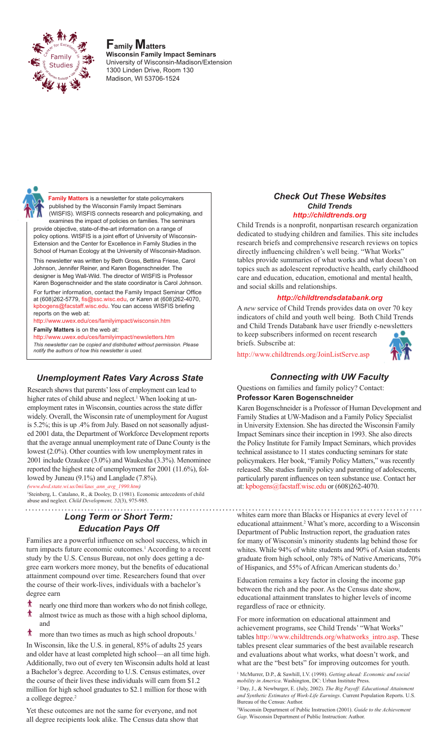# Family Matters

**Wisconsin Family Impact Seminars**
University of Wisconsin-Madison/Extension
1300 Linden Drive, Room 130
Madison, WI 53706-1524

**Family Matters** is a newsletter for state policymakers published by the Wisconsin Family Impact Seminars (WISFIS). WISFIS connects research and policymaking, and examines the impact of policies on families. The seminars provide objective, state-of-the-art information on a range of policy options. WISFIS is a joint effort of University of Wisconsin-Extension and the Center for Excellence in Family Studies in the School of Human Ecology at the University of Wisconsin-Madison.

This newsletter was written by Beth Gross, Bettina Friese, Carol Johnson, Jennifer Reiner, and Karen Bogenschneider. The designer is Meg Wall-Wild. The director of WISFIS is Professor Karen Bogenschneider and the state coordinator is Carol Johnson.

For further information, contact the Family Impact Seminar Office at (608)262-5779, fis@ssc.wisc.edu, or Karen at (608)262-4070, kpbogens@facstaff.wisc.edu. You can access WISFIS briefing reports on the web at:
http://www.uwex.edu/ces/familyimpact/wisconsin.htm

**Family Matters** is on the web at:
http://www.uwex.edu/ces/familyimpact/newsletters.htm

*This newsletter can be copied and distributed without permission. Please notify the authors of how this newsletter is used.*

## *Unemployment Rates Vary Across State*

Research shows that parents' loss of employment can lead to higher rates of child abuse and neglect.[1] When looking at unemployment rates in Wisconsin, counties across the state differ widely. Overall, the Wisconsin rate of unemployment for August is 5.2%; this is up .4% from July. Based on not seasonally adjusted 2001 data, the Department of Workforce Development reports that the average annual unemployment rate of Dane County is the lowest (2.0%). Other counties with low unemployment rates in 2001 include Ozaukee (3.0%) and Waukesha (3.3%). Menominee reported the highest rate of unemployment for 2001 (11.6%), followed by Juneau (9.1%) and Langlade (7.8%).

*(www.dwd.state.wi.us/lmi/laus_ann_avg_1990.htm)*

[1]Steinberg, L. Catalano, R., & Dooley, D. (1981). Economic antecedents of child abuse and neglect. *Child Development, 52*(3), 975-985.

## *Check Out These Websites*

### *Child Trends*

***http://childtrends.org***

Child Trends is a nonprofit, nonpartisan research organization dedicated to studying children and families. This site includes research briefs and comprehensive research reviews on topics directly influencing children's well being. "What Works" tables provide summaries of what works and what doesn't on topics such as adolescent reproductive health, early childhood care and education, education, emotional and mental health, and social skills and relationships.

***http://childtrendsdatabank.org***

A *new* service of Child Trends provides data on over 70 key indicators of child and youth well being. Both Child Trends and Child Trends Databank have user friendly e-newsletters to keep subscribers informed on recent research briefs. Subscribe at:

http://www.childtrends.org/JoinListServe.asp

## *Connecting with UW Faculty*

Questions on families and family policy? Contact:

**Professor Karen Bogenschneider**

Karen Bogenschneider is a Professor of Human Development and Family Studies at UW-Madison and a Family Policy Specialist in University Extension. She has directed the Wisconsin Family Impact Seminars since their inception in 1993. She also directs the Policy Institute for Family Impact Seminars, which provides technical assistance to 11 states conducting seminars for state policymakers. Her book, "Family Policy Matters," was recently released. She studies family policy and parenting of adolescents, particularly parent influences on teen substance use. Contact her at: kpbogens@facstaff.wisc.edu or (608)262-4070.

## *Long Term or Short Term: Education Pays Off*

Families are a powerful influence on school success, which in turn impacts future economic outcomes.[1] According to a recent study by the U.S. Census Bureau, not only does getting a degree earn workers more money, but the benefits of educational attainment compound over time. Researchers found that over the course of their work-lives, individuals with a bachelor's degree earn

- nearly one third more than workers who do not finish college,
- almost twice as much as those with a high school diploma, and
- more than two times as much as high school dropouts.[1]

In Wisconsin, like the U.S. in general, 85% of adults 25 years and older have at least completed high school—an all time high. Additionally, two out of every ten Wisconsin adults hold at least a Bachelor's degree. According to U.S. Census estimates, over the course of their lives these individuals will earn from $1.2 million for high school graduates to $2.1 million for those with a college degree.[2]

Yet these outcomes are not the same for everyone, and not all degree recipients look alike. The Census data show that whites earn more than Blacks or Hispanics at every level of educational attainment.[2] What's more, according to a Wisconsin Department of Public Instruction report, the graduation rates for many of Wisconsin's minority students lag behind those for whites. While 94% of white students and 90% of Asian students graduate from high school, only 78% of Native Americans, 70% of Hispanics, and 55% of African American students do.[3]

Education remains a key factor in closing the income gap between the rich and the poor. As the Census date show, educational attainment translates to higher levels of income regardless of race or ethnicity.

For more information on educational attainment and achievement programs, see Child Trends' "What Works" tables http://www.childtrends.org/whatworks_intro.asp. These tables present clear summaries of the best available research and evaluations about what works, what doesn't work, and what are the "best bets" for improving outcomes for youth.

[1] McMurrer, D.P., & Sawhill, I.V. (1998). *Getting ahead: Economic and social mobility in America*. Washington, DC: Urban Institute Press.

[2] Day, J., & Newburger, E. (July, 2002). *The Big Payoff: Educational Attainment and Synthetic Estimates of Work-Life Earnings*. Current Population Reports. U.S. Bureau of the Census: Author.

[3]Wisconsin Department of Public Instruction (2001). *Guide to the Achievement Gap*. Wisconsin Department of Public Instruction: Author.